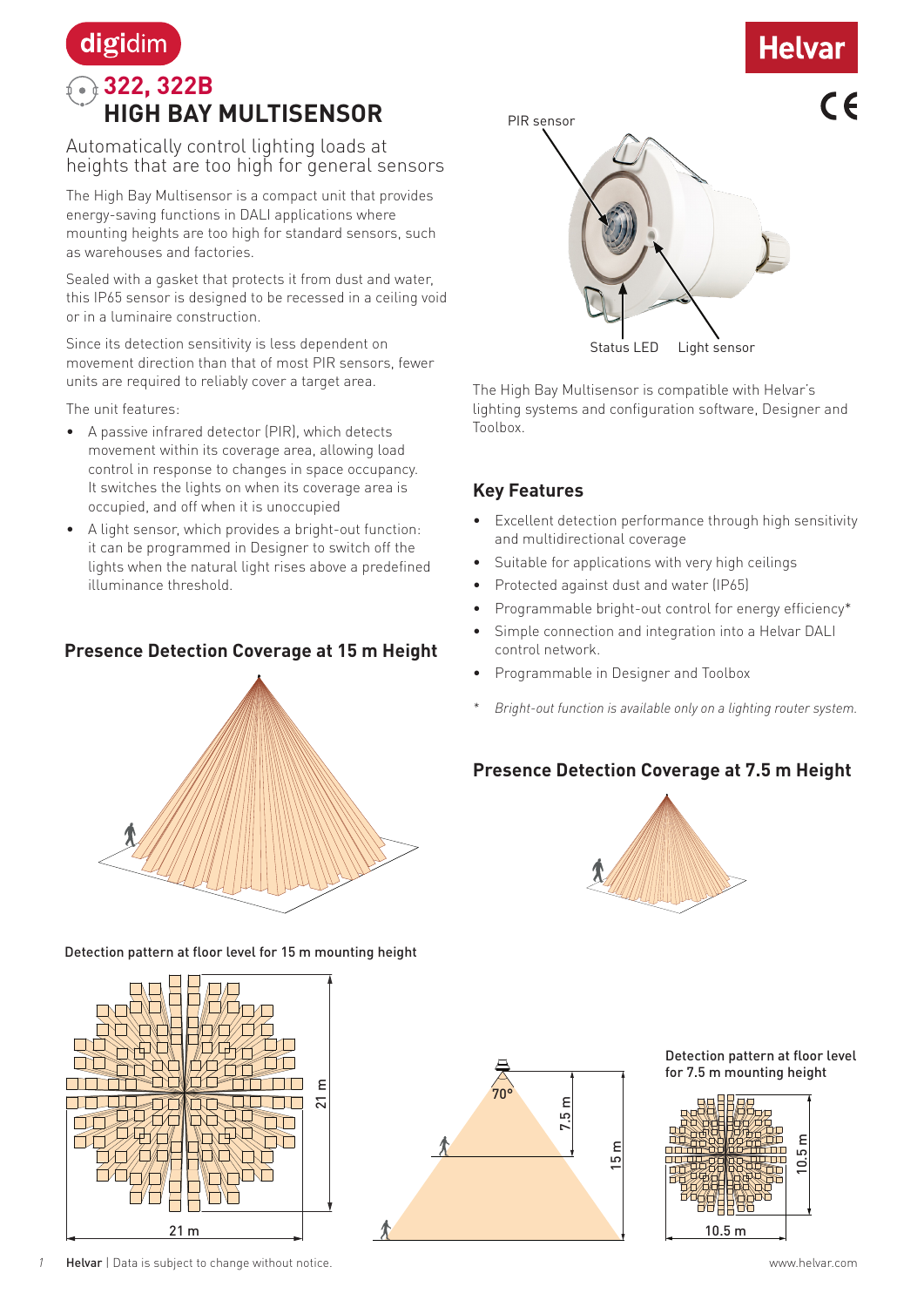digidim

# 322, 322B
# HIGH BAY MULTISENSOR

Helvar

## Automatically control lighting loads at heights that are too high for general sensors

The High Bay Multisensor is a compact unit that provides energy-saving functions in DALI applications where mounting heights are too high for standard sensors, such as warehouses and factories.

Sealed with a gasket that protects it from dust and water, this IP65 sensor is designed to be recessed in a ceiling void or in a luminaire construction.

Since its detection sensitivity is less dependent on movement direction than that of most PIR sensors, fewer units are required to reliably cover a target area.

The unit features:

- A passive infrared detector (PIR), which detects movement within its coverage area, allowing load control in response to changes in space occupancy. It switches the lights on when its coverage area is occupied, and off when it is unoccupied
- A light sensor, which provides a bright-out function: it can be programmed in Designer to switch off the lights when the natural light rises above a predefined illuminance threshold.

PIR sensor

Status LED

Light sensor

The High Bay Multisensor is compatible with Helvar's lighting systems and configuration software, Designer and Toolbox.

## Key Features

- Excellent detection performance through high sensitivity and multidirectional coverage
- Suitable for applications with very high ceilings
- Protected against dust and water (IP65)
- Programmable bright-out control for energy efficiency*
- Simple connection and integration into a Helvar DALI control network.
- Programmable in Designer and Toolbox

\* *Bright-out function is available only on a lighting router system.*

## Presence Detection Coverage at 15 m Height

## Presence Detection Coverage at 7.5 m Height

Detection pattern at floor level for 15 m mounting height

21 m

21 m

70°

7.5 m

15 m

Detection pattern at floor level for 7.5 m mounting height

10.5 m

10.5 m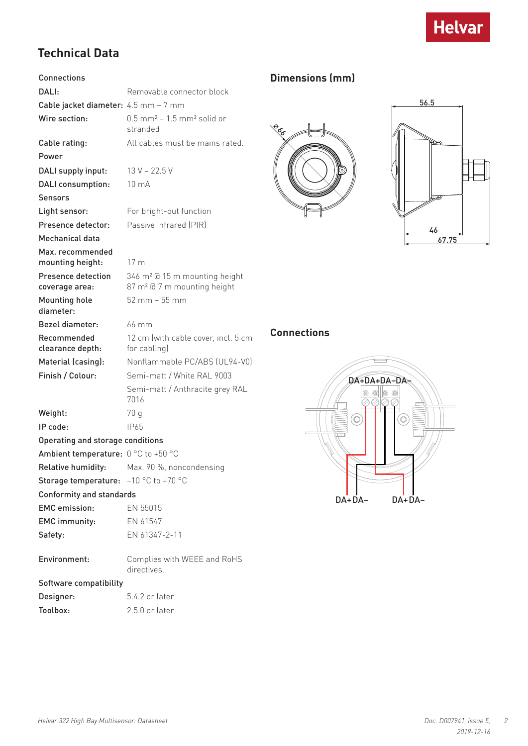## Technical Data

| | |
|---|---|
| **Connections** | |
| DALI: | Removable connector block |
| Cable jacket diameter: | 4.5 mm – 7 mm |
| Wire section: | 0.5 mm² – 1.5 mm² solid or stranded |
| Cable rating: | All cables must be mains rated. |
| **Power** | |
| DALI supply input: | 13 V – 22.5 V |
| DALI consumption: | 10 mA |
| **Sensors** | |
| Light sensor: | For bright-out function |
| Presence detector: | Passive infrared (PIR) |
| **Mechanical data** | |
| Max. recommended mounting height: | 17 m |
| Presence detection coverage area: | 346 m² @ 15 m mounting height<br>87 m² @ 7 m mounting height |
| Mounting hole diameter: | 52 mm – 55 mm |
| Bezel diameter: | 66 mm |
| Recommended clearance depth: | 12 cm (with cable cover, incl. 5 cm for cabling) |
| Material (casing): | Nonflammable PC/ABS (UL94-V0) |
| Finish / Colour: | Semi-matt / White RAL 9003<br>Semi-matt / Anthracite grey RAL 7016 |
| Weight: | 70 g |
| IP code: | IP65 |
| **Operating and storage conditions** | |
| Ambient temperature: | 0 °C to +50 °C |
| Relative humidity: | Max. 90 %, noncondensing |
| Storage temperature: | −10 °C to +70 °C |
| **Conformity and standards** | |
| EMC emission: | EN 55015 |
| EMC immunity: | EN 61547 |
| Safety: | EN 61347-2-11 |
| Environment: | Complies with WEEE and RoHS directives. |
| **Software compatibility** | |
| Designer: | 5.4.2 or later |
| Toolbox: | 2.5.0 or later |

## Dimensions (mm)

ø66

56.5

46

67.75

## Connections

DA+ DA+ DA– DA–

DA+ DA–

DA+ DA–